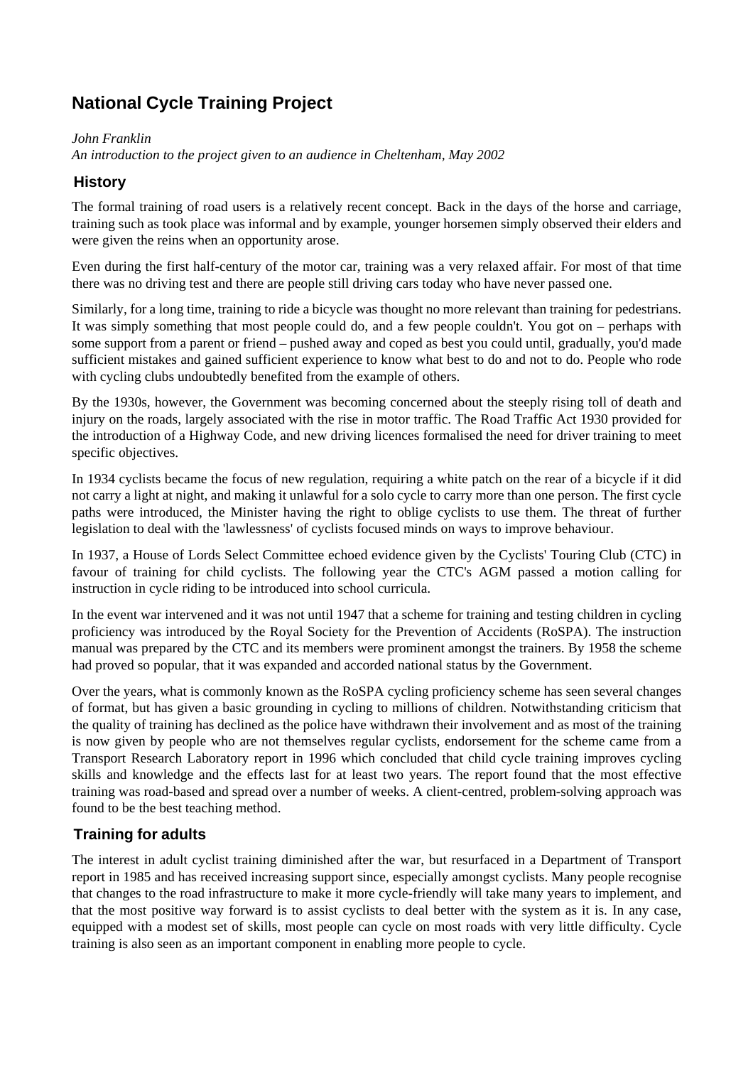# National Cycle Training Project

*John Franklin*
*An introduction to the project given to an audience in Cheltenham, May 2002*

## History

The formal training of road users is a relatively recent concept. Back in the days of the horse and carriage, training such as took place was informal and by example, younger horsemen simply observed their elders and were given the reins when an opportunity arose.

Even during the first half-century of the motor car, training was a very relaxed affair. For most of that time there was no driving test and there are people still driving cars today who have never passed one.

Similarly, for a long time, training to ride a bicycle was thought no more relevant than training for pedestrians. It was simply something that most people could do, and a few people couldn't. You got on – perhaps with some support from a parent or friend – pushed away and coped as best you could until, gradually, you'd made sufficient mistakes and gained sufficient experience to know what best to do and not to do. People who rode with cycling clubs undoubtedly benefited from the example of others.

By the 1930s, however, the Government was becoming concerned about the steeply rising toll of death and injury on the roads, largely associated with the rise in motor traffic. The Road Traffic Act 1930 provided for the introduction of a Highway Code, and new driving licences formalised the need for driver training to meet specific objectives.

In 1934 cyclists became the focus of new regulation, requiring a white patch on the rear of a bicycle if it did not carry a light at night, and making it unlawful for a solo cycle to carry more than one person. The first cycle paths were introduced, the Minister having the right to oblige cyclists to use them. The threat of further legislation to deal with the 'lawlessness' of cyclists focused minds on ways to improve behaviour.

In 1937, a House of Lords Select Committee echoed evidence given by the Cyclists' Touring Club (CTC) in favour of training for child cyclists. The following year the CTC's AGM passed a motion calling for instruction in cycle riding to be introduced into school curricula.

In the event war intervened and it was not until 1947 that a scheme for training and testing children in cycling proficiency was introduced by the Royal Society for the Prevention of Accidents (RoSPA). The instruction manual was prepared by the CTC and its members were prominent amongst the trainers. By 1958 the scheme had proved so popular, that it was expanded and accorded national status by the Government.

Over the years, what is commonly known as the RoSPA cycling proficiency scheme has seen several changes of format, but has given a basic grounding in cycling to millions of children. Notwithstanding criticism that the quality of training has declined as the police have withdrawn their involvement and as most of the training is now given by people who are not themselves regular cyclists, endorsement for the scheme came from a Transport Research Laboratory report in 1996 which concluded that child cycle training improves cycling skills and knowledge and the effects last for at least two years. The report found that the most effective training was road-based and spread over a number of weeks. A client-centred, problem-solving approach was found to be the best teaching method.

## Training for adults

The interest in adult cyclist training diminished after the war, but resurfaced in a Department of Transport report in 1985 and has received increasing support since, especially amongst cyclists. Many people recognise that changes to the road infrastructure to make it more cycle-friendly will take many years to implement, and that the most positive way forward is to assist cyclists to deal better with the system as it is. In any case, equipped with a modest set of skills, most people can cycle on most roads with very little difficulty. Cycle training is also seen as an important component in enabling more people to cycle.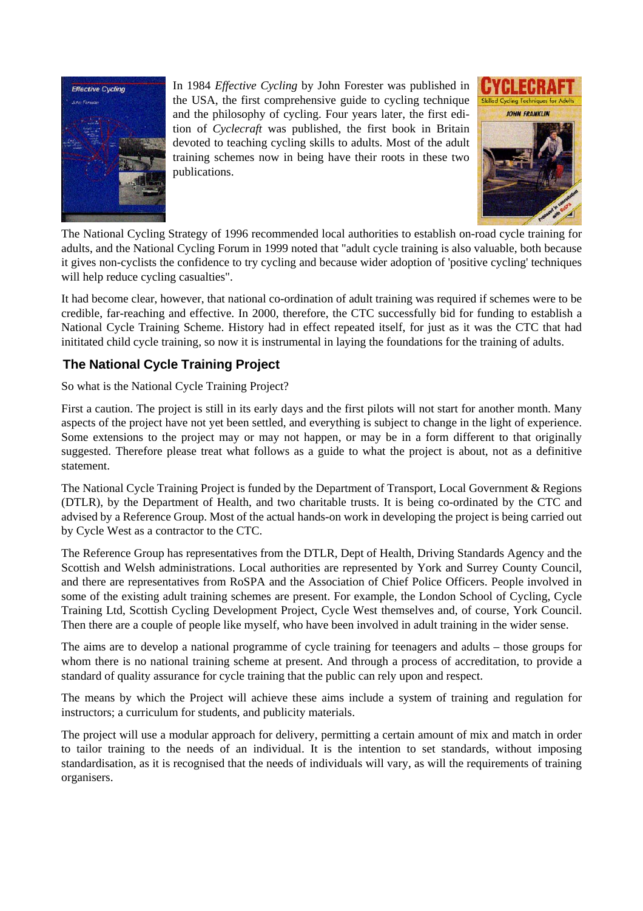In 1984 *Effective Cycling* by John Forester was published in the USA, the first comprehensive guide to cycling technique and the philosophy of cycling. Four years later, the first edition of *Cyclecraft* was published, the first book in Britain devoted to teaching cycling skills to adults. Most of the adult training schemes now in being have their roots in these two publications.

The National Cycling Strategy of 1996 recommended local authorities to establish on-road cycle training for adults, and the National Cycling Forum in 1999 noted that "adult cycle training is also valuable, both because it gives non-cyclists the confidence to try cycling and because wider adoption of 'positive cycling' techniques will help reduce cycling casualties".

It had become clear, however, that national co-ordination of adult training was required if schemes were to be credible, far-reaching and effective. In 2000, therefore, the CTC successfully bid for funding to establish a National Cycle Training Scheme. History had in effect repeated itself, for just as it was the CTC that had inititated child cycle training, so now it is instrumental in laying the foundations for the training of adults.

## The National Cycle Training Project

So what is the National Cycle Training Project?

First a caution. The project is still in its early days and the first pilots will not start for another month. Many aspects of the project have not yet been settled, and everything is subject to change in the light of experience. Some extensions to the project may or may not happen, or may be in a form different to that originally suggested. Therefore please treat what follows as a guide to what the project is about, not as a definitive statement.

The National Cycle Training Project is funded by the Department of Transport, Local Government & Regions (DTLR), by the Department of Health, and two charitable trusts. It is being co-ordinated by the CTC and advised by a Reference Group. Most of the actual hands-on work in developing the project is being carried out by Cycle West as a contractor to the CTC.

The Reference Group has representatives from the DTLR, Dept of Health, Driving Standards Agency and the Scottish and Welsh administrations. Local authorities are represented by York and Surrey County Council, and there are representatives from RoSPA and the Association of Chief Police Officers. People involved in some of the existing adult training schemes are present. For example, the London School of Cycling, Cycle Training Ltd, Scottish Cycling Development Project, Cycle West themselves and, of course, York Council. Then there are a couple of people like myself, who have been involved in adult training in the wider sense.

The aims are to develop a national programme of cycle training for teenagers and adults – those groups for whom there is no national training scheme at present. And through a process of accreditation, to provide a standard of quality assurance for cycle training that the public can rely upon and respect.

The means by which the Project will achieve these aims include a system of training and regulation for instructors; a curriculum for students, and publicity materials.

The project will use a modular approach for delivery, permitting a certain amount of mix and match in order to tailor training to the needs of an individual. It is the intention to set standards, without imposing standardisation, as it is recognised that the needs of individuals will vary, as will the requirements of training organisers.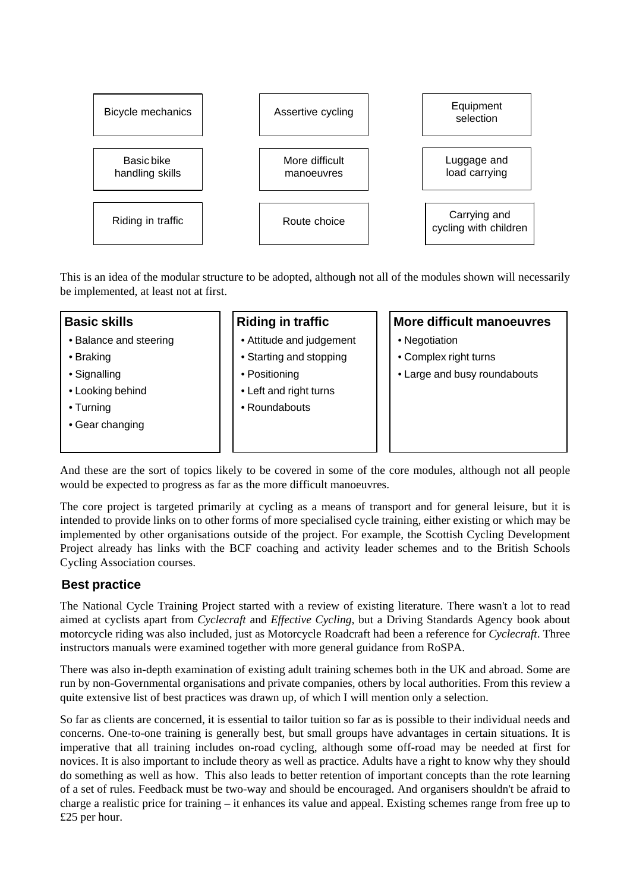| | | |
|---|---|---|
| Bicycle mechanics | Assertive cycling | Equipment selection |
| Basic bike handling skills | More difficult manoeuvres | Luggage and load carrying |
| Riding in traffic | Route choice | Carrying and cycling with children |

This is an idea of the modular structure to be adopted, although not all of the modules shown will necessarily be implemented, at least not at first.

| Basic skills | Riding in traffic | More difficult manoeuvres |
|---|---|---|
| • Balance and steering | • Attitude and judgement | • Negotiation |
| • Braking | • Starting and stopping | • Complex right turns |
| • Signalling | • Positioning | • Large and busy roundabouts |
| • Looking behind | • Left and right turns | |
| • Turning | • Roundabouts | |
| • Gear changing | | |

And these are the sort of topics likely to be covered in some of the core modules, although not all people would be expected to progress as far as the more difficult manoeuvres.

The core project is targeted primarily at cycling as a means of transport and for general leisure, but it is intended to provide links on to other forms of more specialised cycle training, either existing or which may be implemented by other organisations outside of the project. For example, the Scottish Cycling Development Project already has links with the BCF coaching and activity leader schemes and to the British Schools Cycling Association courses.

## Best practice

The National Cycle Training Project started with a review of existing literature. There wasn't a lot to read aimed at cyclists apart from *Cyclecraft* and *Effective Cycling*, but a Driving Standards Agency book about motorcycle riding was also included, just as Motorcycle Roadcraft had been a reference for *Cyclecraft*. Three instructors manuals were examined together with more general guidance from RoSPA.

There was also in-depth examination of existing adult training schemes both in the UK and abroad. Some are run by non-Governmental organisations and private companies, others by local authorities. From this review a quite extensive list of best practices was drawn up, of which I will mention only a selection.

So far as clients are concerned, it is essential to tailor tuition so far as is possible to their individual needs and concerns. One-to-one training is generally best, but small groups have advantages in certain situations. It is imperative that all training includes on-road cycling, although some off-road may be needed at first for novices. It is also important to include theory as well as practice. Adults have a right to know why they should do something as well as how. This also leads to better retention of important concepts than the rote learning of a set of rules. Feedback must be two-way and should be encouraged. And organisers shouldn't be afraid to charge a realistic price for training – it enhances its value and appeal. Existing schemes range from free up to £25 per hour.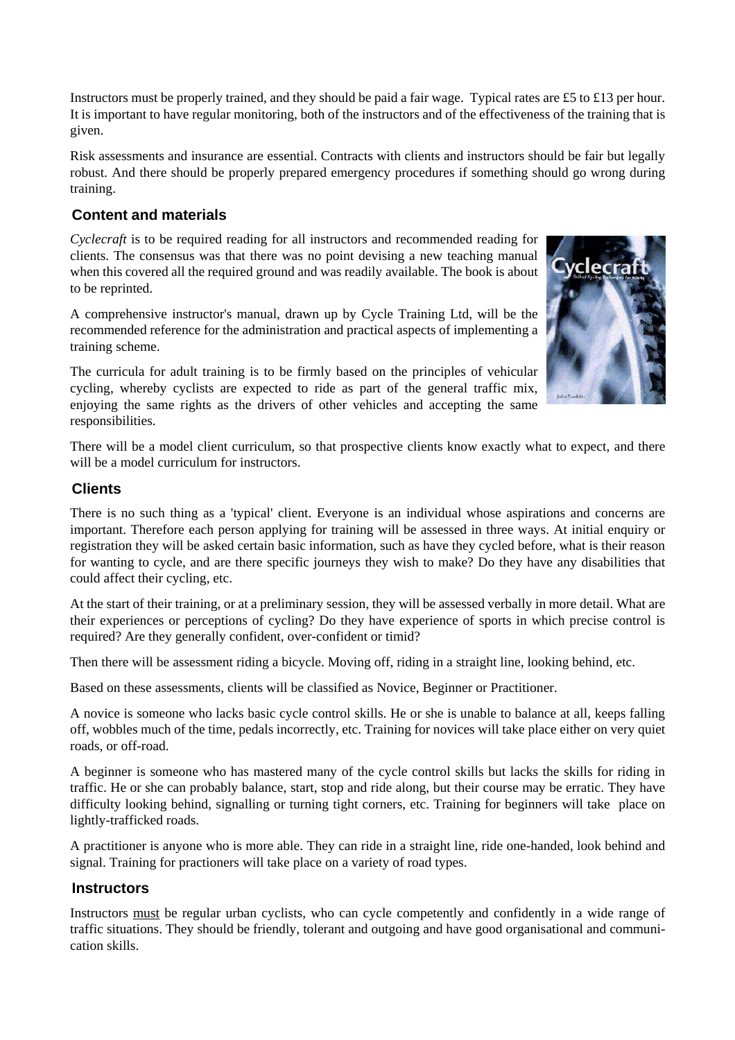Instructors must be properly trained, and they should be paid a fair wage. Typical rates are £5 to £13 per hour. It is important to have regular monitoring, both of the instructors and of the effectiveness of the training that is given.

Risk assessments and insurance are essential. Contracts with clients and instructors should be fair but legally robust. And there should be properly prepared emergency procedures if something should go wrong during training.

## Content and materials

*Cyclecraft* is to be required reading for all instructors and recommended reading for clients. The consensus was that there was no point devising a new teaching manual when this covered all the required ground and was readily available. The book is about to be reprinted.

A comprehensive instructor's manual, drawn up by Cycle Training Ltd, will be the recommended reference for the administration and practical aspects of implementing a training scheme.

The curricula for adult training is to be firmly based on the principles of vehicular cycling, whereby cyclists are expected to ride as part of the general traffic mix, enjoying the same rights as the drivers of other vehicles and accepting the same responsibilities.

There will be a model client curriculum, so that prospective clients know exactly what to expect, and there will be a model curriculum for instructors.

## Clients

There is no such thing as a 'typical' client. Everyone is an individual whose aspirations and concerns are important. Therefore each person applying for training will be assessed in three ways. At initial enquiry or registration they will be asked certain basic information, such as have they cycled before, what is their reason for wanting to cycle, and are there specific journeys they wish to make? Do they have any disabilities that could affect their cycling, etc.

At the start of their training, or at a preliminary session, they will be assessed verbally in more detail. What are their experiences or perceptions of cycling? Do they have experience of sports in which precise control is required? Are they generally confident, over-confident or timid?

Then there will be assessment riding a bicycle. Moving off, riding in a straight line, looking behind, etc.

Based on these assessments, clients will be classified as Novice, Beginner or Practitioner.

A novice is someone who lacks basic cycle control skills. He or she is unable to balance at all, keeps falling off, wobbles much of the time, pedals incorrectly, etc. Training for novices will take place either on very quiet roads, or off-road.

A beginner is someone who has mastered many of the cycle control skills but lacks the skills for riding in traffic. He or she can probably balance, start, stop and ride along, but their course may be erratic. They have difficulty looking behind, signalling or turning tight corners, etc. Training for beginners will take place on lightly-trafficked roads.

A practitioner is anyone who is more able. They can ride in a straight line, ride one-handed, look behind and signal. Training for practioners will take place on a variety of road types.

## Instructors

Instructors <u>must</u> be regular urban cyclists, who can cycle competently and confidently in a wide range of traffic situations. They should be friendly, tolerant and outgoing and have good organisational and communication skills.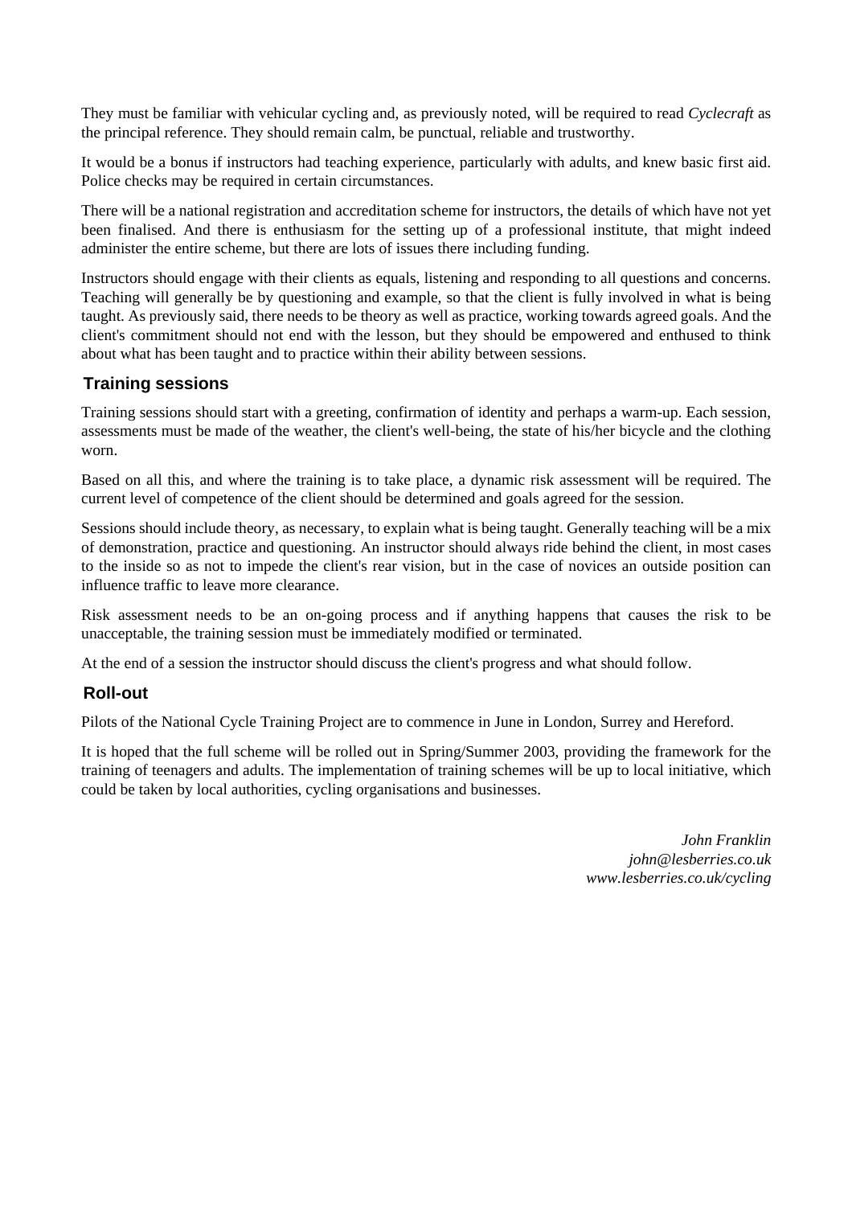They must be familiar with vehicular cycling and, as previously noted, will be required to read *Cyclecraft* as the principal reference. They should remain calm, be punctual, reliable and trustworthy.

It would be a bonus if instructors had teaching experience, particularly with adults, and knew basic first aid. Police checks may be required in certain circumstances.

There will be a national registration and accreditation scheme for instructors, the details of which have not yet been finalised. And there is enthusiasm for the setting up of a professional institute, that might indeed administer the entire scheme, but there are lots of issues there including funding.

Instructors should engage with their clients as equals, listening and responding to all questions and concerns. Teaching will generally be by questioning and example, so that the client is fully involved in what is being taught. As previously said, there needs to be theory as well as practice, working towards agreed goals. And the client's commitment should not end with the lesson, but they should be empowered and enthused to think about what has been taught and to practice within their ability between sessions.

## Training sessions

Training sessions should start with a greeting, confirmation of identity and perhaps a warm-up. Each session, assessments must be made of the weather, the client's well-being, the state of his/her bicycle and the clothing worn.

Based on all this, and where the training is to take place, a dynamic risk assessment will be required. The current level of competence of the client should be determined and goals agreed for the session.

Sessions should include theory, as necessary, to explain what is being taught. Generally teaching will be a mix of demonstration, practice and questioning. An instructor should always ride behind the client, in most cases to the inside so as not to impede the client's rear vision, but in the case of novices an outside position can influence traffic to leave more clearance.

Risk assessment needs to be an on-going process and if anything happens that causes the risk to be unacceptable, the training session must be immediately modified or terminated.

At the end of a session the instructor should discuss the client's progress and what should follow.

## Roll-out

Pilots of the National Cycle Training Project are to commence in June in London, Surrey and Hereford.

It is hoped that the full scheme will be rolled out in Spring/Summer 2003, providing the framework for the training of teenagers and adults. The implementation of training schemes will be up to local initiative, which could be taken by local authorities, cycling organisations and businesses.

*John Franklin*
*john@lesberries.co.uk*
*www.lesberries.co.uk/cycling*